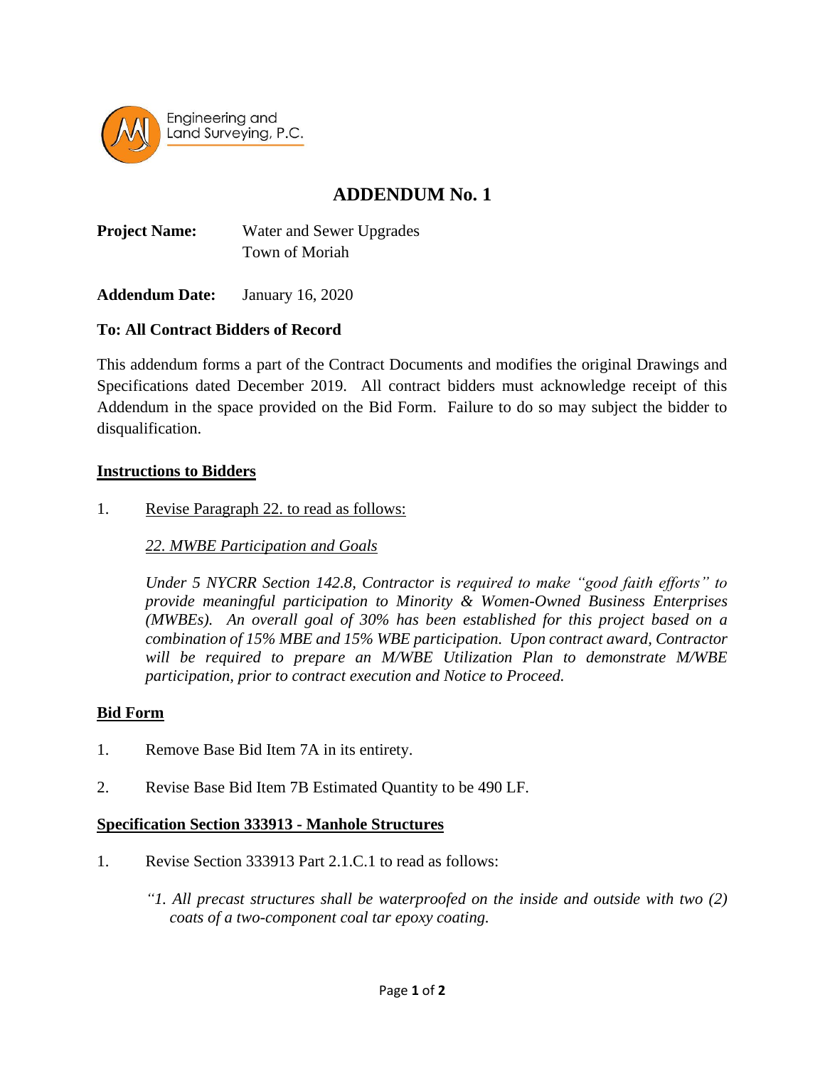Engineering and Land Surveying, P.C.

# ADDENDUM No. 1

**Project Name:** Water and Sewer Upgrades
Town of Moriah

**Addendum Date:** January 16, 2020

**To: All Contract Bidders of Record**

This addendum forms a part of the Contract Documents and modifies the original Drawings and Specifications dated December 2019. All contract bidders must acknowledge receipt of this Addendum in the space provided on the Bid Form. Failure to do so may subject the bidder to disqualification.

## Instructions to Bidders

1. Revise Paragraph 22. to read as follows:

   *22. MWBE Participation and Goals*

   *Under 5 NYCRR Section 142.8, Contractor is required to make "good faith efforts" to provide meaningful participation to Minority & Women-Owned Business Enterprises (MWBEs). An overall goal of 30% has been established for this project based on a combination of 15% MBE and 15% WBE participation. Upon contract award, Contractor will be required to prepare an M/WBE Utilization Plan to demonstrate M/WBE participation, prior to contract execution and Notice to Proceed.*

## Bid Form

1. Remove Base Bid Item 7A in its entirety.

2. Revise Base Bid Item 7B Estimated Quantity to be 490 LF.

## Specification Section 333913 - Manhole Structures

1. Revise Section 333913 Part 2.1.C.1 to read as follows:

   *"1. All precast structures shall be waterproofed on the inside and outside with two (2) coats of a two-component coal tar epoxy coating.*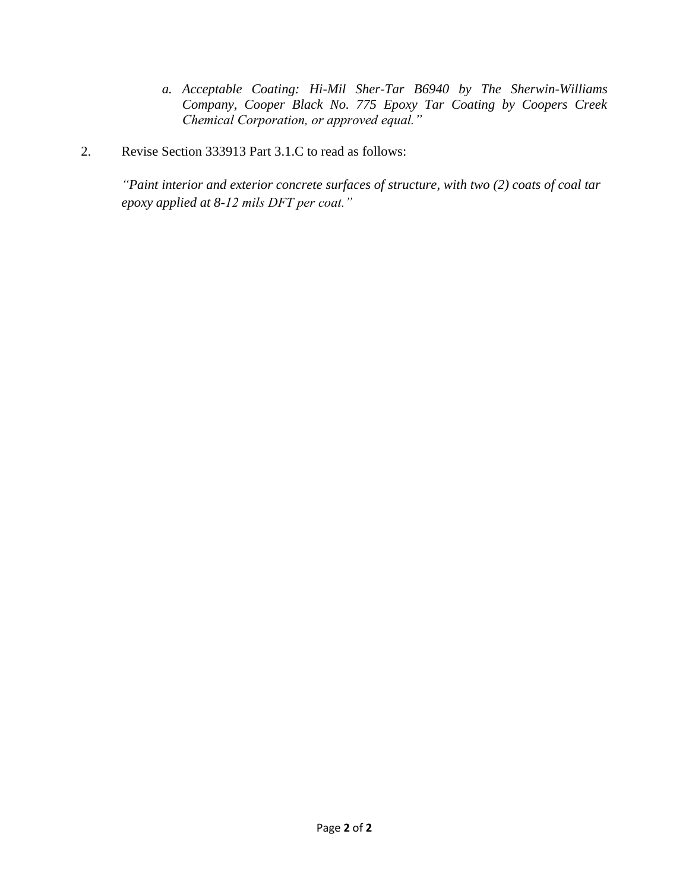a. *Acceptable Coating: Hi-Mil Sher-Tar B6940 by The Sherwin-Williams Company, Cooper Black No. 775 Epoxy Tar Coating by Coopers Creek Chemical Corporation, or approved equal."*

2. Revise Section 333913 Part 3.1.C to read as follows:

   *"Paint interior and exterior concrete surfaces of structure, with two (2) coats of coal tar epoxy applied at 8-12 mils DFT per coat."*